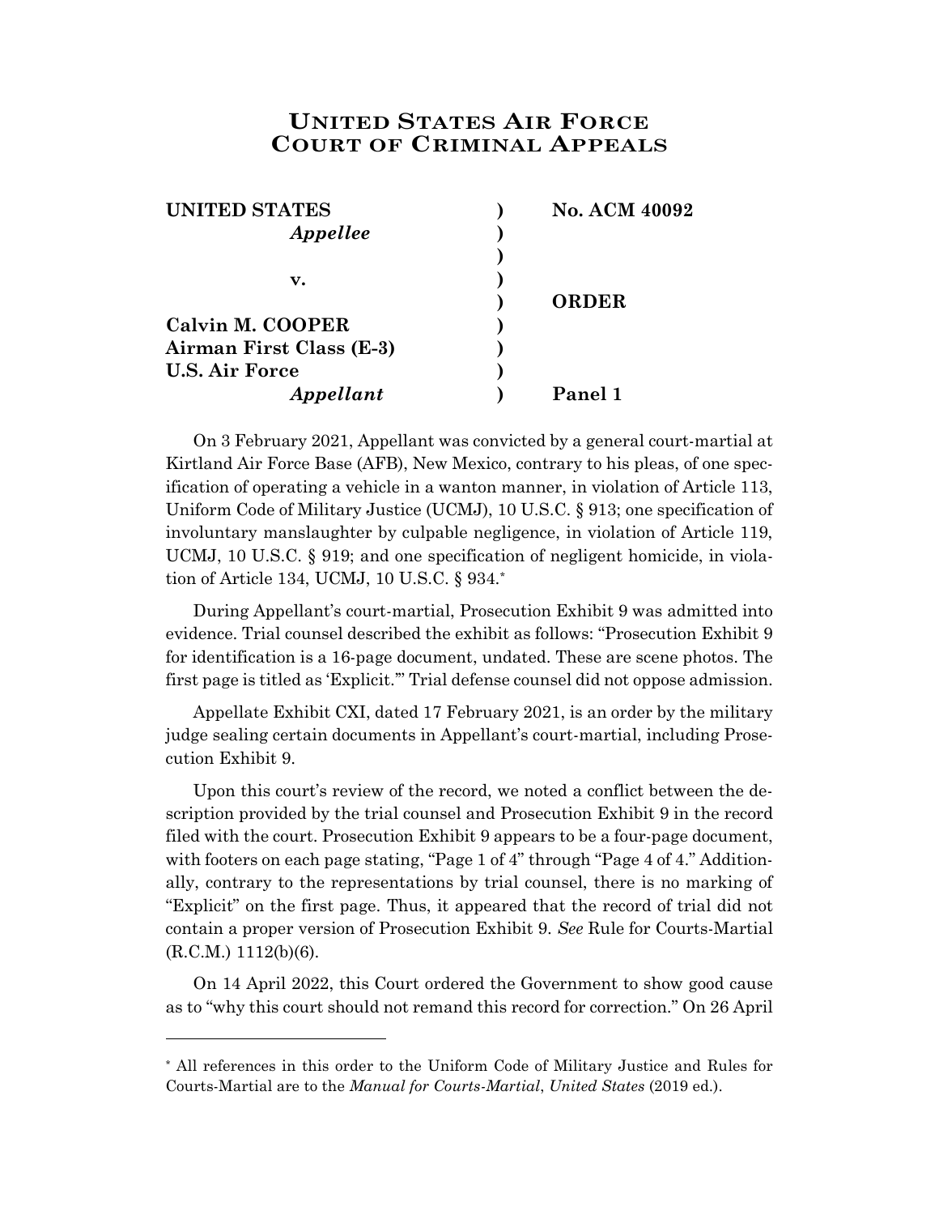# UNITED STATES AIR FORCE COURT OF CRIMINAL APPEALS

| | | |
|---|---|---|
| **UNITED STATES** | **)** | **No. ACM 40092** |
| ***Appellee*** | **)** | |
| | **)** | |
| **v.** | **)** | |
| | **)** | **ORDER** |
| **Calvin M. COOPER** | **)** | |
| **Airman First Class (E-3)** | **)** | |
| **U.S. Air Force** | **)** | |
| ***Appellant*** | **)** | **Panel 1** |

On 3 February 2021, Appellant was convicted by a general court-martial at Kirtland Air Force Base (AFB), New Mexico, contrary to his pleas, of one specification of operating a vehicle in a wanton manner, in violation of Article 113, Uniform Code of Military Justice (UCMJ), 10 U.S.C. § 913; one specification of involuntary manslaughter by culpable negligence, in violation of Article 119, UCMJ, 10 U.S.C. § 919; and one specification of negligent homicide, in violation of Article 134, UCMJ, 10 U.S.C. § 934.*

During Appellant's court-martial, Prosecution Exhibit 9 was admitted into evidence. Trial counsel described the exhibit as follows: "Prosecution Exhibit 9 for identification is a 16-page document, undated. These are scene photos. The first page is titled as 'Explicit.'" Trial defense counsel did not oppose admission.

Appellate Exhibit CXI, dated 17 February 2021, is an order by the military judge sealing certain documents in Appellant's court-martial, including Prosecution Exhibit 9.

Upon this court's review of the record, we noted a conflict between the description provided by the trial counsel and Prosecution Exhibit 9 in the record filed with the court. Prosecution Exhibit 9 appears to be a four-page document, with footers on each page stating, "Page 1 of 4" through "Page 4 of 4." Additionally, contrary to the representations by trial counsel, there is no marking of "Explicit" on the first page. Thus, it appeared that the record of trial did not contain a proper version of Prosecution Exhibit 9. *See* Rule for Courts-Martial (R.C.M.) 1112(b)(6).

On 14 April 2022, this Court ordered the Government to show good cause as to "why this court should not remand this record for correction." On 26 April

---

* All references in this order to the Uniform Code of Military Justice and Rules for Courts-Martial are to the *Manual for Courts-Martial*, *United States* (2019 ed.).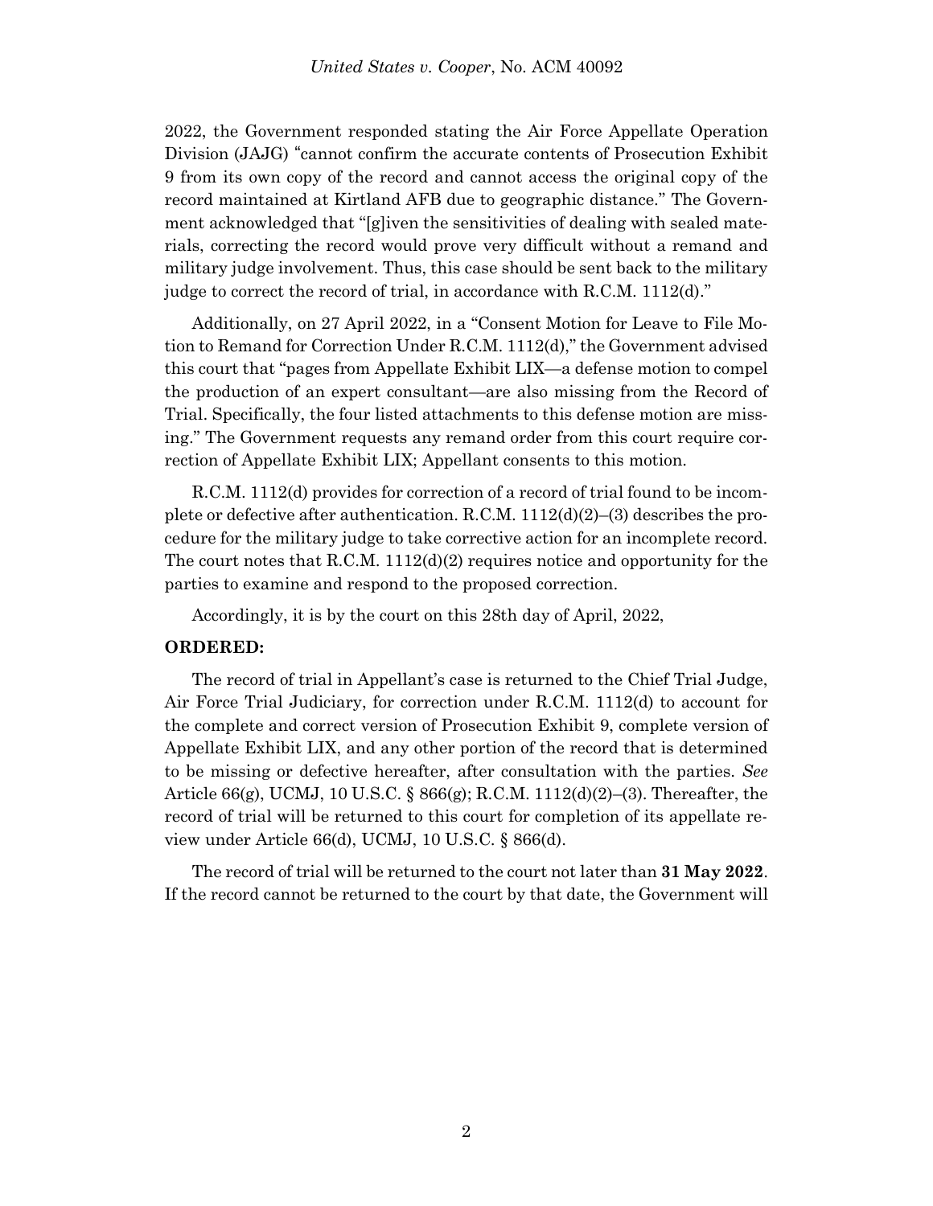2022, the Government responded stating the Air Force Appellate Operation Division (JAJG) "cannot confirm the accurate contents of Prosecution Exhibit 9 from its own copy of the record and cannot access the original copy of the record maintained at Kirtland AFB due to geographic distance." The Government acknowledged that "[g]iven the sensitivities of dealing with sealed materials, correcting the record would prove very difficult without a remand and military judge involvement. Thus, this case should be sent back to the military judge to correct the record of trial, in accordance with R.C.M. 1112(d)."

Additionally, on 27 April 2022, in a "Consent Motion for Leave to File Motion to Remand for Correction Under R.C.M. 1112(d)," the Government advised this court that "pages from Appellate Exhibit LIX—a defense motion to compel the production of an expert consultant—are also missing from the Record of Trial. Specifically, the four listed attachments to this defense motion are missing." The Government requests any remand order from this court require correction of Appellate Exhibit LIX; Appellant consents to this motion.

R.C.M. 1112(d) provides for correction of a record of trial found to be incomplete or defective after authentication. R.C.M. 1112(d)(2)–(3) describes the procedure for the military judge to take corrective action for an incomplete record. The court notes that R.C.M. 1112(d)(2) requires notice and opportunity for the parties to examine and respond to the proposed correction.

Accordingly, it is by the court on this 28th day of April, 2022,

**ORDERED:**

The record of trial in Appellant's case is returned to the Chief Trial Judge, Air Force Trial Judiciary, for correction under R.C.M. 1112(d) to account for the complete and correct version of Prosecution Exhibit 9, complete version of Appellate Exhibit LIX, and any other portion of the record that is determined to be missing or defective hereafter, after consultation with the parties. *See* Article 66(g), UCMJ, 10 U.S.C. § 866(g); R.C.M. 1112(d)(2)–(3). Thereafter, the record of trial will be returned to this court for completion of its appellate review under Article 66(d), UCMJ, 10 U.S.C. § 866(d).

The record of trial will be returned to the court not later than **31 May 2022**. If the record cannot be returned to the court by that date, the Government will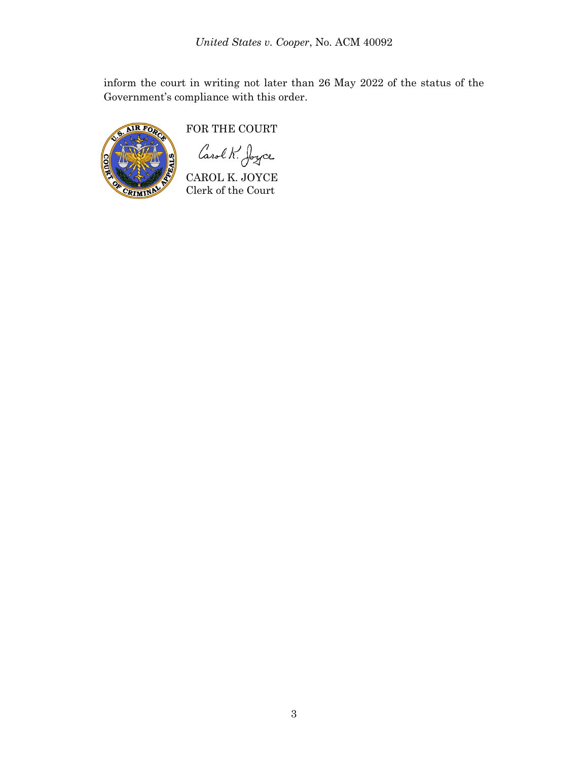inform the court in writing not later than 26 May 2022 of the status of the Government's compliance with this order.

FOR THE COURT

CAROL K. JOYCE
Clerk of the Court